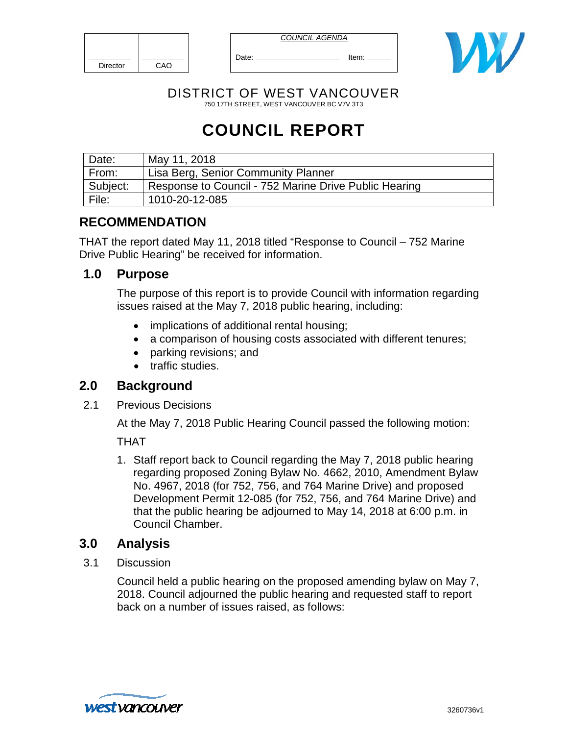| | |
|---|---|
| Director | CAO |

*COUNCIL AGENDA*

Date: \_\_\_\_\_\_\_\_\_\_\_\_\_\_\_\_ Item: \_\_\_\_\_\_

DISTRICT OF WEST VANCOUVER

750 17TH STREET, WEST VANCOUVER BC V7V 3T3

# COUNCIL REPORT

| | |
|---|---|
| Date: | May 11, 2018 |
| From: | Lisa Berg, Senior Community Planner |
| Subject: | Response to Council - 752 Marine Drive Public Hearing |
| File: | 1010-20-12-085 |

## RECOMMENDATION

THAT the report dated May 11, 2018 titled "Response to Council – 752 Marine Drive Public Hearing" be received for information.

## 1.0 Purpose

The purpose of this report is to provide Council with information regarding issues raised at the May 7, 2018 public hearing, including:

- implications of additional rental housing;
- a comparison of housing costs associated with different tenures;
- parking revisions; and
- traffic studies.

## 2.0 Background

### 2.1 Previous Decisions

At the May 7, 2018 Public Hearing Council passed the following motion:

THAT

1. Staff report back to Council regarding the May 7, 2018 public hearing regarding proposed Zoning Bylaw No. 4662, 2010, Amendment Bylaw No. 4967, 2018 (for 752, 756, and 764 Marine Drive) and proposed Development Permit 12-085 (for 752, 756, and 764 Marine Drive) and that the public hearing be adjourned to May 14, 2018 at 6:00 p.m. in Council Chamber.

## 3.0 Analysis

### 3.1 Discussion

Council held a public hearing on the proposed amending bylaw on May 7, 2018. Council adjourned the public hearing and requested staff to report back on a number of issues raised, as follows:

3260736v1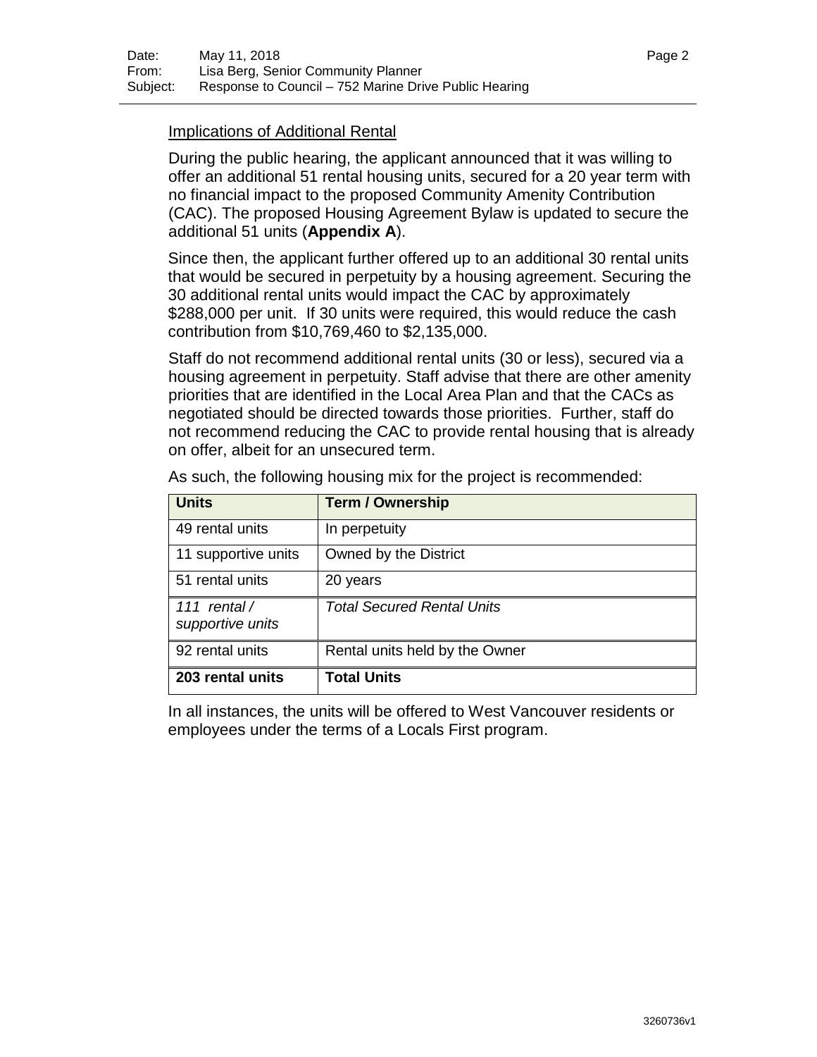Implications of Additional Rental

During the public hearing, the applicant announced that it was willing to offer an additional 51 rental housing units, secured for a 20 year term with no financial impact to the proposed Community Amenity Contribution (CAC). The proposed Housing Agreement Bylaw is updated to secure the additional 51 units (**Appendix A**).

Since then, the applicant further offered up to an additional 30 rental units that would be secured in perpetuity by a housing agreement. Securing the 30 additional rental units would impact the CAC by approximately $288,000 per unit. If 30 units were required, this would reduce the cash contribution from $10,769,460 to $2,135,000.

Staff do not recommend additional rental units (30 or less), secured via a housing agreement in perpetuity. Staff advise that there are other amenity priorities that are identified in the Local Area Plan and that the CACs as negotiated should be directed towards those priorities. Further, staff do not recommend reducing the CAC to provide rental housing that is already on offer, albeit for an unsecured term.

As such, the following housing mix for the project is recommended:

| **Units** | **Term / Ownership** |
|---|---|
| 49 rental units | In perpetuity |
| 11 supportive units | Owned by the District |
| 51 rental units | 20 years |
| *111 rental / supportive units* | *Total Secured Rental Units* |
| 92 rental units | Rental units held by the Owner |
| **203 rental units** | **Total Units** |

In all instances, the units will be offered to West Vancouver residents or employees under the terms of a Locals First program.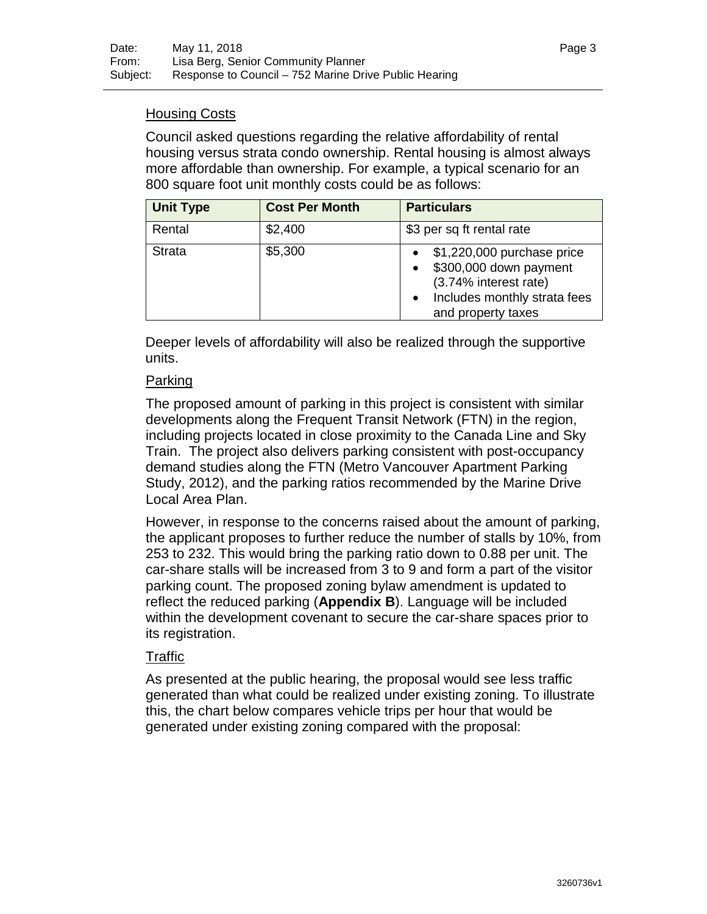### Housing Costs

Council asked questions regarding the relative affordability of rental housing versus strata condo ownership. Rental housing is almost always more affordable than ownership. For example, a typical scenario for an 800 square foot unit monthly costs could be as follows:

| Unit Type | Cost Per Month | Particulars |
|---|---|---|
| Rental | $2,400 | $3 per sq ft rental rate |
| Strata | $5,300 | • $1,220,000 purchase price<br>• $300,000 down payment (3.74% interest rate)<br>• Includes monthly strata fees and property taxes |

Deeper levels of affordability will also be realized through the supportive units.

### Parking

The proposed amount of parking in this project is consistent with similar developments along the Frequent Transit Network (FTN) in the region, including projects located in close proximity to the Canada Line and Sky Train. The project also delivers parking consistent with post-occupancy demand studies along the FTN (Metro Vancouver Apartment Parking Study, 2012), and the parking ratios recommended by the Marine Drive Local Area Plan.

However, in response to the concerns raised about the amount of parking, the applicant proposes to further reduce the number of stalls by 10%, from 253 to 232. This would bring the parking ratio down to 0.88 per unit. The car-share stalls will be increased from 3 to 9 and form a part of the visitor parking count. The proposed zoning bylaw amendment is updated to reflect the reduced parking (**Appendix B**). Language will be included within the development covenant to secure the car-share spaces prior to its registration.

### Traffic

As presented at the public hearing, the proposal would see less traffic generated than what could be realized under existing zoning. To illustrate this, the chart below compares vehicle trips per hour that would be generated under existing zoning compared with the proposal: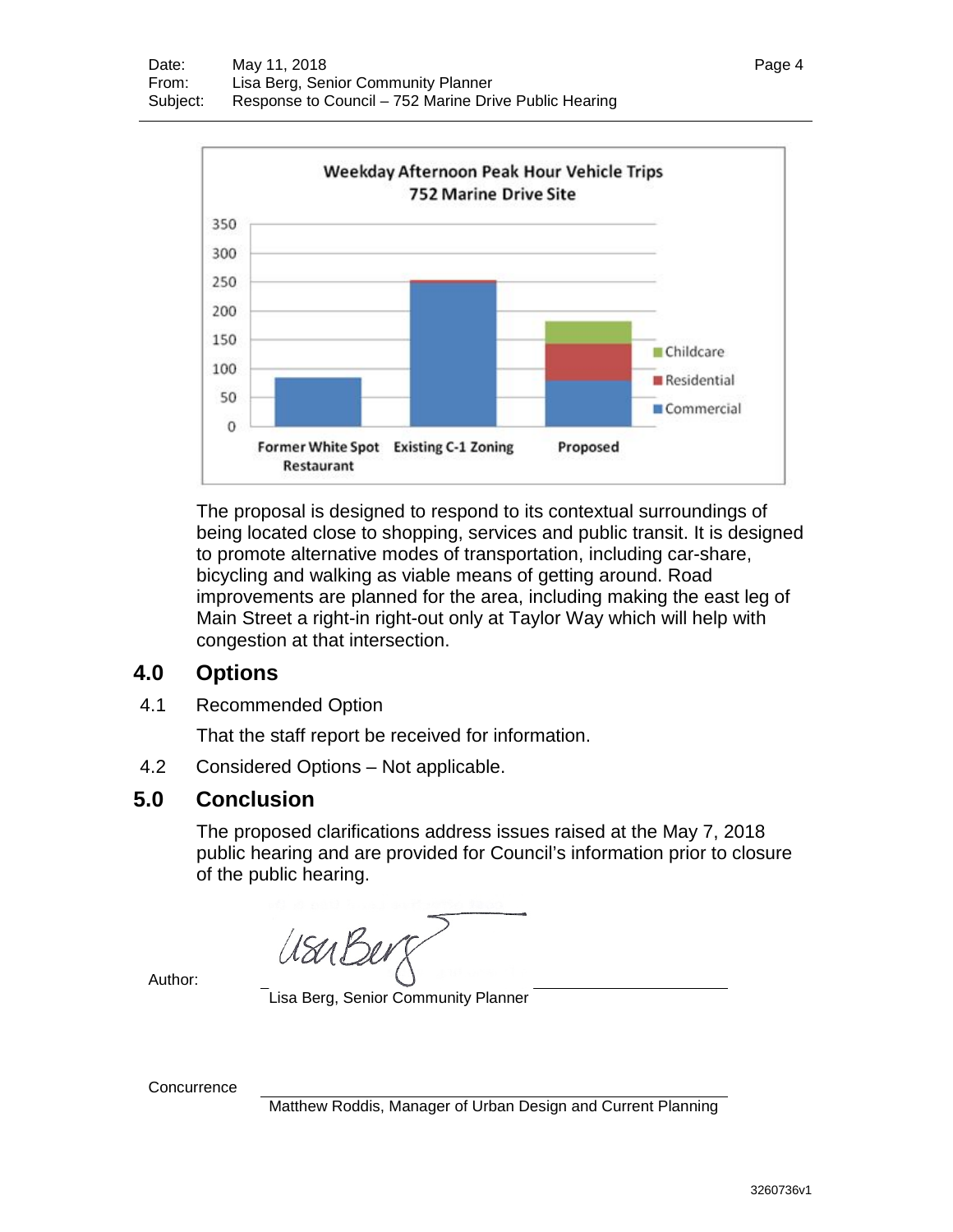Weekday Afternoon Peak Hour Vehicle Trips
752 Marine Drive Site

350
300
250
200
150
100
50
0

Former White Spot Restaurant
Existing C-1 Zoning
Proposed

Childcare
Residential
Commercial

The proposal is designed to respond to its contextual surroundings of being located close to shopping, services and public transit. It is designed to promote alternative modes of transportation, including car-share, bicycling and walking as viable means of getting around. Road improvements are planned for the area, including making the east leg of Main Street a right-in right-out only at Taylor Way which will help with congestion at that intersection.

## 4.0 Options

4.1 Recommended Option

That the staff report be received for information.

4.2 Considered Options – Not applicable.

## 5.0 Conclusion

The proposed clarifications address issues raised at the May 7, 2018 public hearing and are provided for Council's information prior to closure of the public hearing.

Author:

Lisa Berg, Senior Community Planner

Concurrence

Matthew Roddis, Manager of Urban Design and Current Planning

3260736v1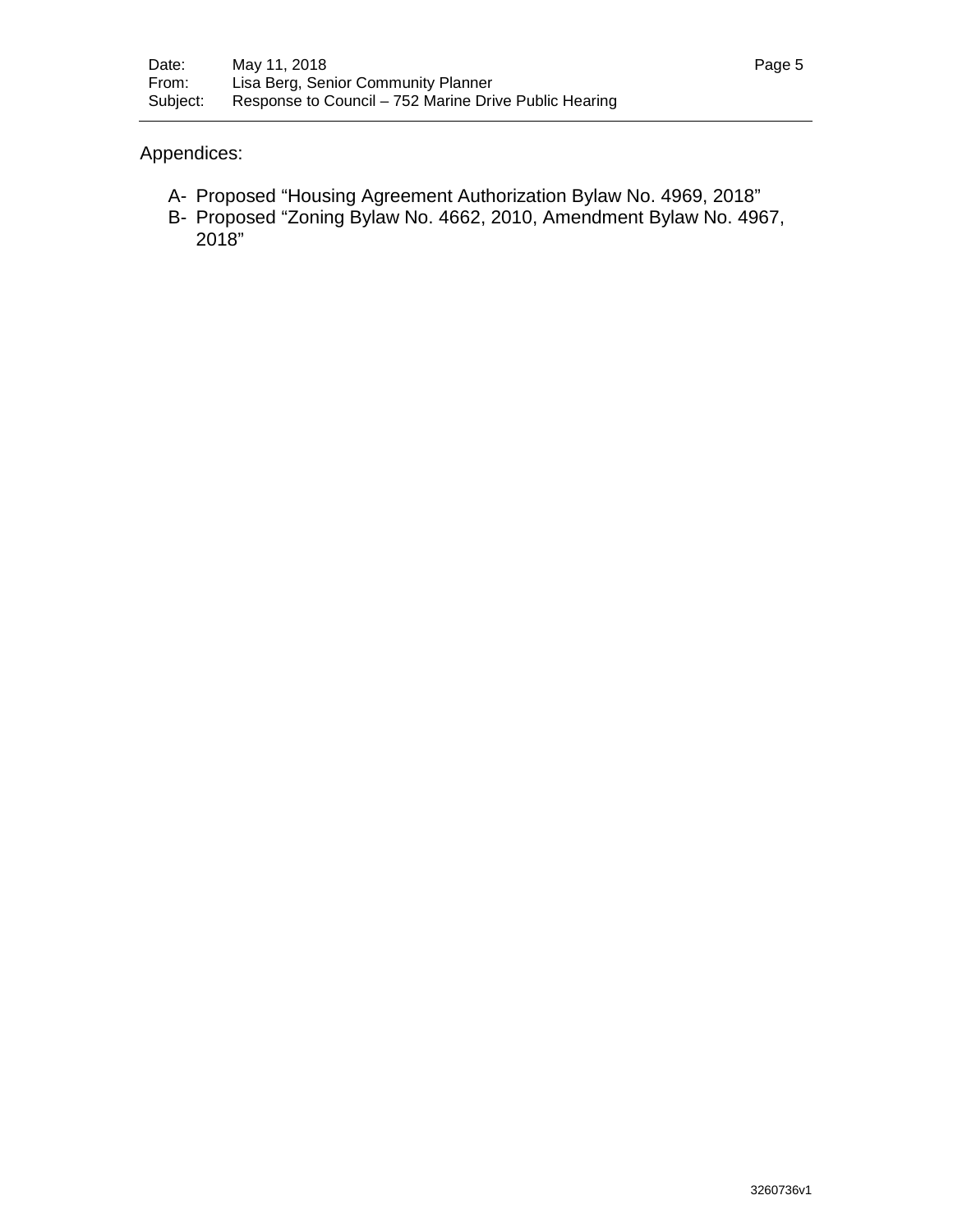Appendices:

A- Proposed "Housing Agreement Authorization Bylaw No. 4969, 2018"
B- Proposed "Zoning Bylaw No. 4662, 2010, Amendment Bylaw No. 4967, 2018"